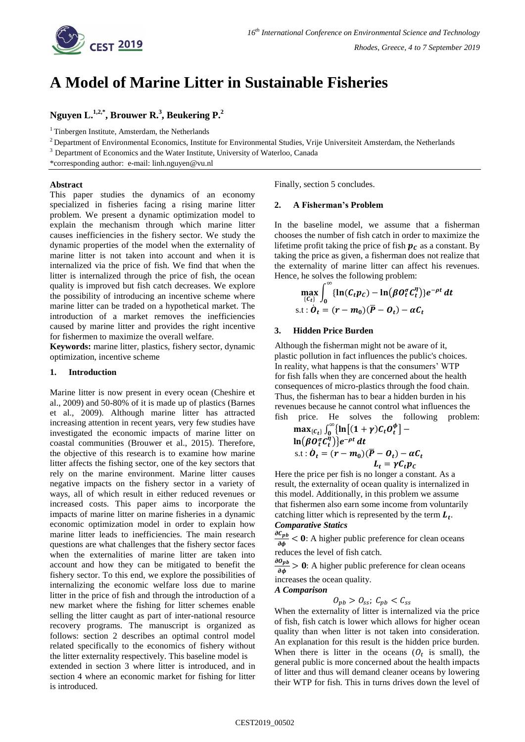# A Model of Marine Litter in Sustainable Fisheries

**Nguyen L.[1,2,*], Brouwer R.[3], Beukering P.[2]**

[1] Tinbergen Institute, Amsterdam, the Netherlands

[2] Department of Environmental Economics, Institute for Environmental Studies, Vrije Universiteit Amsterdam, the Netherlands

[3] Department of Economics and the Water Institute, University of Waterloo, Canada

*corresponding author: e-mail: linh.nguyen@vu.nl

**Abstract**

This paper studies the dynamics of an economy specialized in fisheries facing a rising marine litter problem. We present a dynamic optimization model to explain the mechanism through which marine litter causes inefficiencies in the fishery sector. We study the dynamic properties of the model when the externality of marine litter is not taken into account and when it is internalized via the price of fish. We find that when the litter is internalized through the price of fish, the ocean quality is improved but fish catch decreases. We explore the possibility of introducing an incentive scheme where marine litter can be traded on a hypothetical market. The introduction of a market removes the inefficiencies caused by marine litter and provides the right incentive for fishermen to maximize the overall welfare.

**Keywords:** marine litter, plastics, fishery sector, dynamic optimization, incentive scheme

## 1. Introduction

Marine litter is now present in every ocean (Cheshire et al., 2009) and 50-80% of it is made up of plastics (Barnes et al., 2009). Although marine litter has attracted increasing attention in recent years, very few studies have investigated the economic impacts of marine litter on coastal communities (Brouwer et al., 2015). Therefore, the objective of this research is to examine how marine litter affects the fishing sector, one of the key sectors that rely on the marine environment. Marine litter causes negative impacts on the fishery sector in a variety of ways, all of which result in either reduced revenues or increased costs. This paper aims to incorporate the impacts of marine litter on marine fisheries in a dynamic economic optimization model in order to explain how marine litter leads to inefficiencies. The main research questions are what challenges that the fishery sector faces when the externalities of marine litter are taken into account and how they can be mitigated to benefit the fishery sector. To this end, we explore the possibilities of internalizing the economic welfare loss due to marine litter in the price of fish and through the introduction of a new market where the fishing for litter schemes enable selling the litter caught as part of inter-national resource recovery programs. The manuscript is organized as follows: section 2 describes an optimal control model related specifically to the economics of fishery without the litter externality respectively. This baseline model is extended in section 3 where litter is introduced, and in section 4 where an economic market for fishing for litter is introduced. Finally, section 5 concludes.

## 2. A Fisherman's Problem

In the baseline model, we assume that a fisherman chooses the number of fish catch in order to maximize the lifetime profit taking the price of fish $\boldsymbol{p_C}$ as a constant. By taking the price as given, a fisherman does not realize that the externality of marine litter can affect his revenues. Hence, he solves the following problem:

$$\max_{\{C_t\}} \int_0^\infty \{\ln(C_t p_C) - \ln(\beta O_t^\sigma C_t^\eta)\} e^{-\rho t}\, dt$$

$$\text{s.t}: \dot{O}_t = (r - m_0)(\bar{P} - O_t) - \alpha C_t$$

## 3. Hidden Price Burden

Although the fisherman might not be aware of it, plastic pollution in fact influences the public's choices. In reality, what happens is that the consumers' WTP for fish falls when they are concerned about the health consequences of micro-plastics through the food chain. Thus, the fisherman has to bear a hidden burden in his revenues because he cannot control what influences the fish price. He solves the following problem:

$$\max_{\{C_t\}} \int_0^\infty \{\ln[(1+\gamma) C_t O_t^\phi] - \ln(\beta O_t^\sigma C_t^\eta)\} e^{-\rho t}\, dt$$

$$\text{s.t}: \dot{O}_t = (r - m_0)(\bar{P} - O_t) - \alpha C_t$$

$$L_t = \gamma C_t p_C$$

Here the price per fish is no longer a constant. As a result, the externality of ocean quality is internalized in this model. Additionally, in this problem we assume that fishermen also earn some income from voluntarily catching litter which is represented by the term $\boldsymbol{L_t}$.

***Comparative Statics***

$\frac{\partial C_{pb}}{\partial \phi} < 0$: A higher public preference for clean oceans reduces the level of fish catch.

$\frac{\partial O_{pb}}{\partial \phi} > 0$: A higher public preference for clean oceans increases the ocean quality.

***A Comparison***

$$O_{pb} > O_{ss};\ C_{pb} < C_{ss}$$

When the externality of litter is internalized via the price of fish, fish catch is lower which allows for higher ocean quality than when litter is not taken into consideration. An explanation for this result is the hidden price burden. When there is litter in the oceans ($O_t$ is small), the general public is more concerned about the health impacts of litter and thus will demand cleaner oceans by lowering their WTP for fish. This in turns drives down the level of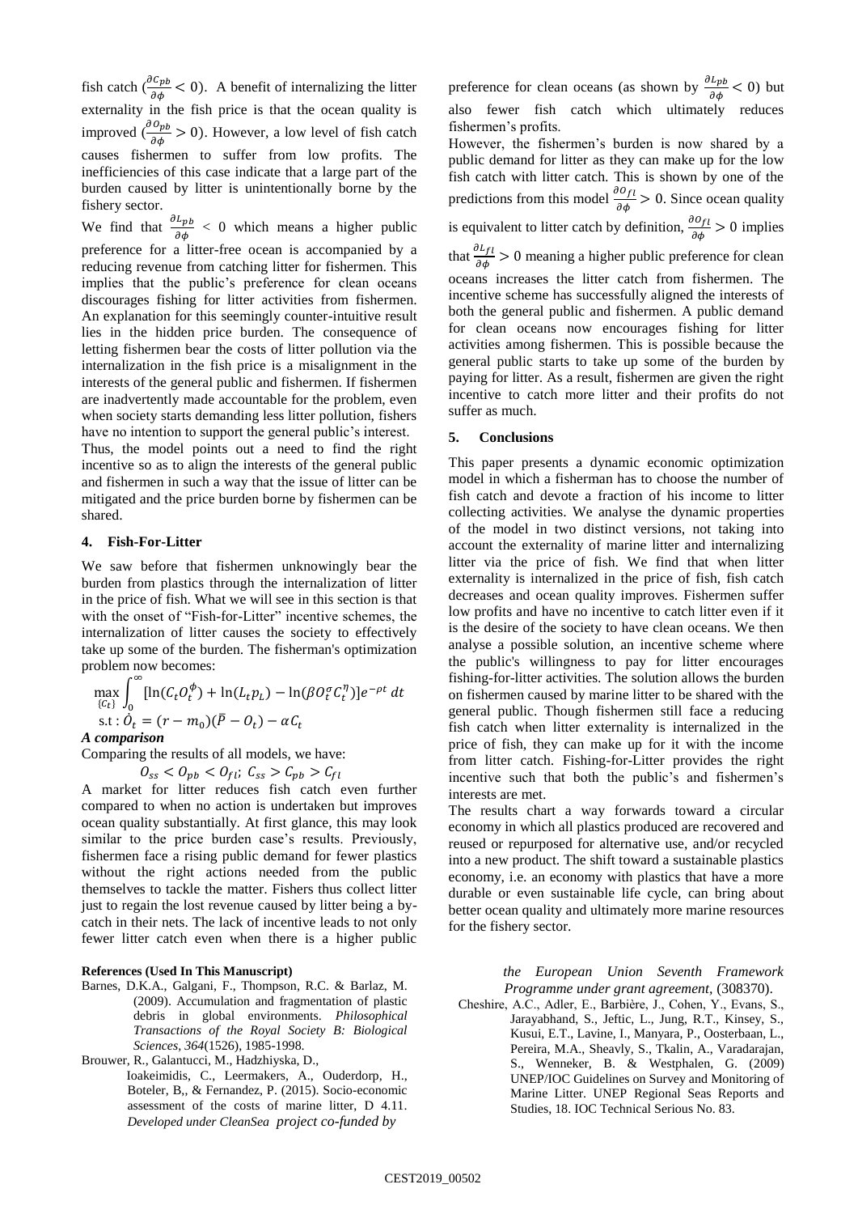fish catch ($\frac{\partial C_{pb}}{\partial \phi} < 0$). A benefit of internalizing the litter externality in the fish price is that the ocean quality is improved ($\frac{\partial O_{pb}}{\partial \phi} > 0$). However, a low level of fish catch causes fishermen to suffer from low profits. The inefficiencies of this case indicate that a large part of the burden caused by litter is unintentionally borne by the fishery sector.

We find that $\frac{\partial L_{pb}}{\partial \phi} < 0$ which means a higher public preference for a litter-free ocean is accompanied by a reducing revenue from catching litter for fishermen. This implies that the public's preference for clean oceans discourages fishing for litter activities from fishermen. An explanation for this seemingly counter-intuitive result lies in the hidden price burden. The consequence of letting fishermen bear the costs of litter pollution via the internalization in the fish price is a misalignment in the interests of the general public and fishermen. If fishermen are inadvertently made accountable for the problem, even when society starts demanding less litter pollution, fishers have no intention to support the general public's interest.

Thus, the model points out a need to find the right incentive so as to align the interests of the general public and fishermen in such a way that the issue of litter can be mitigated and the price burden borne by fishermen can be shared.

## 4. Fish-For-Litter

We saw before that fishermen unknowingly bear the burden from plastics through the internalization of litter in the price of fish. What we will see in this section is that with the onset of "Fish-for-Litter" incentive schemes, the internalization of litter causes the society to effectively take up some of the burden. The fisherman's optimization problem now becomes:

$$\max_{\{C_t\}} \int_0^\infty [\ln(C_t O_t^{\phi}) + \ln(L_t p_L) - \ln(\beta O_t^{\sigma} C_t^{\eta})] e^{-\rho t}\, dt$$

$$\text{s.t} : \dot{O}_t = (r - m_0)(\bar{P} - O_t) - \alpha C_t$$

***A comparison***

Comparing the results of all models, we have:

$$O_{ss} < O_{pb} < O_{fl};\ C_{ss} > C_{pb} > C_{fl}$$

A market for litter reduces fish catch even further compared to when no action is undertaken but improves ocean quality substantially. At first glance, this may look similar to the price burden case's results. Previously, fishermen face a rising public demand for fewer plastics without the right actions needed from the public themselves to tackle the matter. Fishers thus collect litter just to regain the lost revenue caused by litter being a by-catch in their nets. The lack of incentive leads to not only fewer litter catch even when there is a higher public preference for clean oceans (as shown by $\frac{\partial L_{pb}}{\partial \phi} < 0$) but also fewer fish catch which ultimately reduces fishermen's profits.

However, the fishermen's burden is now shared by a public demand for litter as they can make up for the low fish catch with litter catch. This is shown by one of the predictions from this model $\frac{\partial O_{fl}}{\partial \phi} > 0$. Since ocean quality is equivalent to litter catch by definition, $\frac{\partial O_{fl}}{\partial \phi} > 0$ implies that $\frac{\partial L_{fl}}{\partial \phi} > 0$ meaning a higher public preference for clean oceans increases the litter catch from fishermen. The incentive scheme has successfully aligned the interests of both the general public and fishermen. A public demand for clean oceans now encourages fishing for litter activities among fishermen. This is possible because the general public starts to take up some of the burden by paying for litter. As a result, fishermen are given the right incentive to catch more litter and their profits do not suffer as much.

## 5. Conclusions

This paper presents a dynamic economic optimization model in which a fisherman has to choose the number of fish catch and devote a fraction of his income to litter collecting activities. We analyse the dynamic properties of the model in two distinct versions, not taking into account the externality of marine litter and internalizing litter via the price of fish. We find that when litter externality is internalized in the price of fish, fish catch decreases and ocean quality improves. Fishermen suffer low profits and have no incentive to catch litter even if it is the desire of the society to have clean oceans. We then analyse a possible solution, an incentive scheme where the public's willingness to pay for litter encourages fishing-for-litter activities. The solution allows the burden on fishermen caused by marine litter to be shared with the general public. Though fishermen still face a reducing fish catch when litter externality is internalized in the price of fish, they can make up for it with the income from litter catch. Fishing-for-Litter provides the right incentive such that both the public's and fishermen's interests are met.

The results chart a way forwards toward a circular economy in which all plastics produced are recovered and reused or repurposed for alternative use, and/or recycled into a new product. The shift toward a sustainable plastics economy, i.e. an economy with plastics that have a more durable or even sustainable life cycle, can bring about better ocean quality and ultimately more marine resources for the fishery sector.

**References (Used In This Manuscript)**

Barnes, D.K.A., Galgani, F., Thompson, R.C. & Barlaz, M. (2009). Accumulation and fragmentation of plastic debris in global environments. *Philosophical Transactions of the Royal Society B: Biological Sciences, 364*(1526), 1985-1998.

Brouwer, R., Galantucci, M., Hadzhiyska, D., Ioakeimidis, C., Leermakers, A., Ouderdorp, H., Boteler, B,, & Fernandez, P. (2015). Socio-economic assessment of the costs of marine litter, D 4.11. *Developed under CleanSea project co-funded by the European Union Seventh Framework Programme under grant agreement*, (308370).

Cheshire, A.C., Adler, E., Barbière, J., Cohen, Y., Evans, S., Jarayabhand, S., Jeftic, L., Jung, R.T., Kinsey, S., Kusui, E.T., Lavine, I., Manyara, P., Oosterbaan, L., Pereira, M.A., Sheavly, S., Tkalin, A., Varadarajan, S., Wenneker, B. & Westphalen, G. (2009) UNEP/IOC Guidelines on Survey and Monitoring of Marine Litter. UNEP Regional Seas Reports and Studies, 18. IOC Technical Serious No. 83.